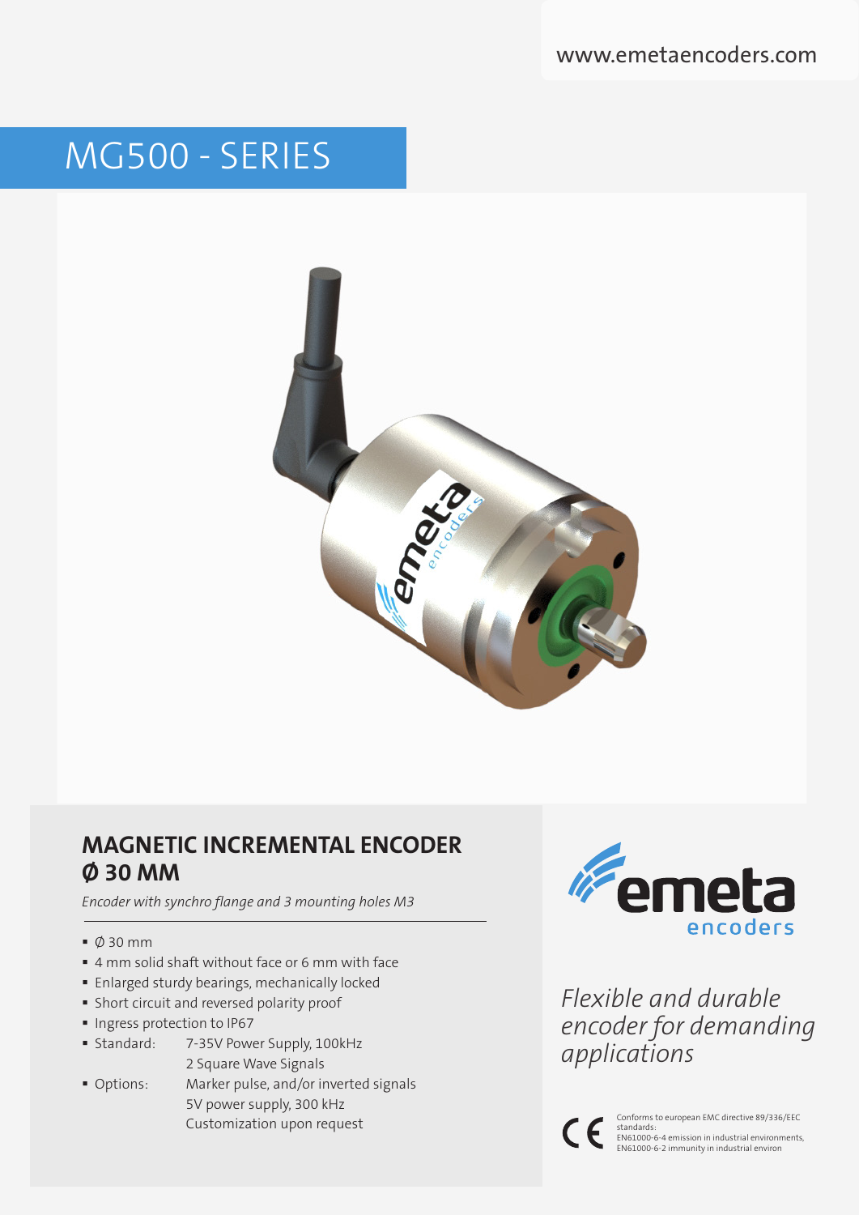www.emetaencoders.com

# MG500 - SERIES

## MAGNETIC INCREMENTAL ENCODER Ø 30 MM

*Encoder with synchro flange and 3 mounting holes M3*

- Ø 30 mm
- 4 mm solid shaft without face or 6 mm with face
- Enlarged sturdy bearings, mechanically locked
- Short circuit and reversed polarity proof
- Ingress protection to IP67
- Standard: 7-35V Power Supply, 100kHz
  2 Square Wave Signals
- Options: Marker pulse, and/or inverted signals
  5V power supply, 300 kHz
  Customization upon request

emeta encoders

*Flexible and durable encoder for demanding applications*

CE

Conforms to european EMC directive 89/336/EEC standards:
EN61000-6-4 emission in industrial environments,
EN61000-6-2 immunity in industrial environ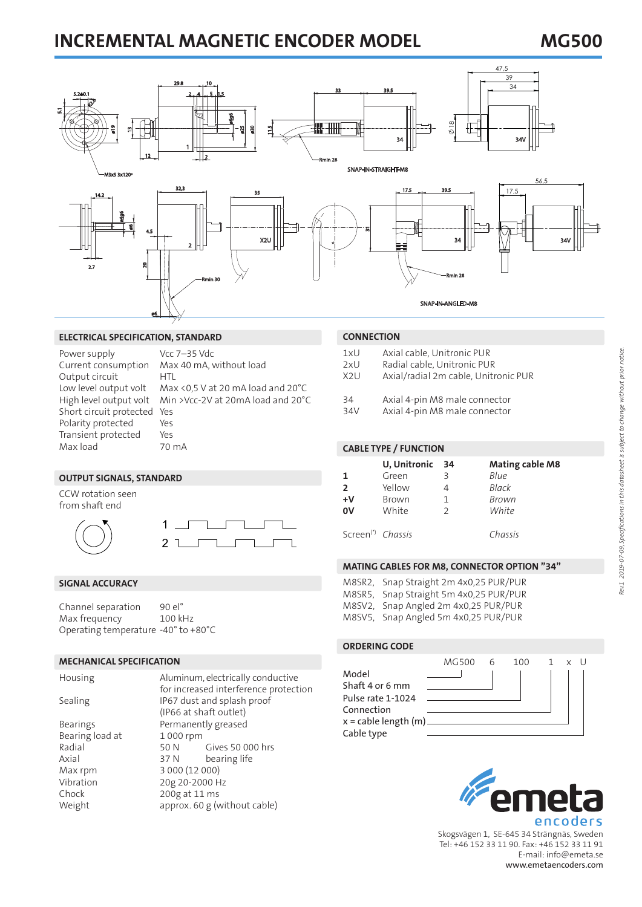# INCREMENTAL MAGNETIC ENCODER MODEL MG500

5.2±0.1
29.8
10
2
4
5
1.5
5.1
ø19
13
ø6g6
ø25
ø30
1
12
2
M3x5 3x120°
33
39.5
11.5
34
Rmin 28
SNAP-IN-STRAIGHT-M8
47.5
39
34
Ø18
34V
14.2
ø4g6
ø6
2.7
32.3
4.5
2
20
Rmin 30
ø6
35
X2U
17.5
39.5
31
34
Rmin 28
SNAP-IN-ANGLED-M8
56.5
17.5
34V

## ELECTRICAL SPECIFICATION, STANDARD

| | |
|---|---|
| Power supply | Vcc 7–35 Vdc |
| Current consumption | Max 40 mA, without load |
| Output circuit | HTL |
| Low level output volt | Max <0,5 V at 20 mA load and 20°C |
| High level output volt | Min >Vcc-2V at 20mA load and 20°C |
| Short circuit protected | Yes |
| Polarity protected | Yes |
| Transient protected | Yes |
| Max load | 70 mA |

## OUTPUT SIGNALS, STANDARD

CCW rotation seen from shaft end

1

2

## SIGNAL ACCURACY

| | |
|---|---|
| Channel separation | 90 el° |
| Max frequency | 100 kHz |
| Operating temperature | -40° to +80°C |

## MECHANICAL SPECIFICATION

| | | |
|---|---|---|
| Housing | Aluminum, electrically conductive for increased interference protection | |
| Sealing | IP67 dust and splash proof (IP66 at shaft outlet) | |
| Bearings | Permanently greased | |
| Bearing load at | 1 000 rpm | |
| Radial | 50 N | Gives 50 000 hrs |
| Axial | 37 N | bearing life |
| Max rpm | 3 000 (12 000) | |
| Vibration | 20g 20-2000 Hz | |
| Chock | 200g at 11 ms | |
| Weight | approx. 60 g (without cable) | |

## CONNECTION

| | |
|---|---|
| 1xU | Axial cable, Unitronic PUR |
| 2xU | Radial cable, Unitronic PUR |
| X2U | Axial/radial 2m cable, Unitronic PUR |
| 34 | Axial 4-pin M8 male connector |
| 34V | Axial 4-pin M8 male connector |

## CABLE TYPE / FUNCTION

| | U, Unitronic | 34 | Mating cable M8 |
|---|---|---|---|
| **1** | Green | 3 | *Blue* |
| **2** | Yellow | 4 | *Black* |
| **+V** | Brown | 1 | *Brown* |
| **0V** | White | 2 | *White* |
| Screen(*) | *Chassis* | | *Chassis* |

## MATING CABLES FOR M8, CONNECTOR OPTION "34"

- M8SR2, Snap Straight 2m 4x0,25 PUR/PUR
- M8SR5, Snap Straight 5m 4x0,25 PUR/PUR
- M8SV2, Snap Angled 2m 4x0,25 PUR/PUR
- M8SV5, Snap Angled 5m 4x0,25 PUR/PUR

## ORDERING CODE

MG500 6 100 1 x U

- Model
- Shaft 4 or 6 mm
- Pulse rate 1-1024
- Connection
- x = cable length (m)
- Cable type

Rev1 2019-07-09, Specifications in this datasheet is subject to change without prior notice.

**emeta encoders**

Skogsvägen 1, SE-645 34 Strängnäs, Sweden
Tel: +46 152 33 11 90. Fax: +46 152 33 11 91
E-mail: info@emeta.se
www.emetaencoders.com